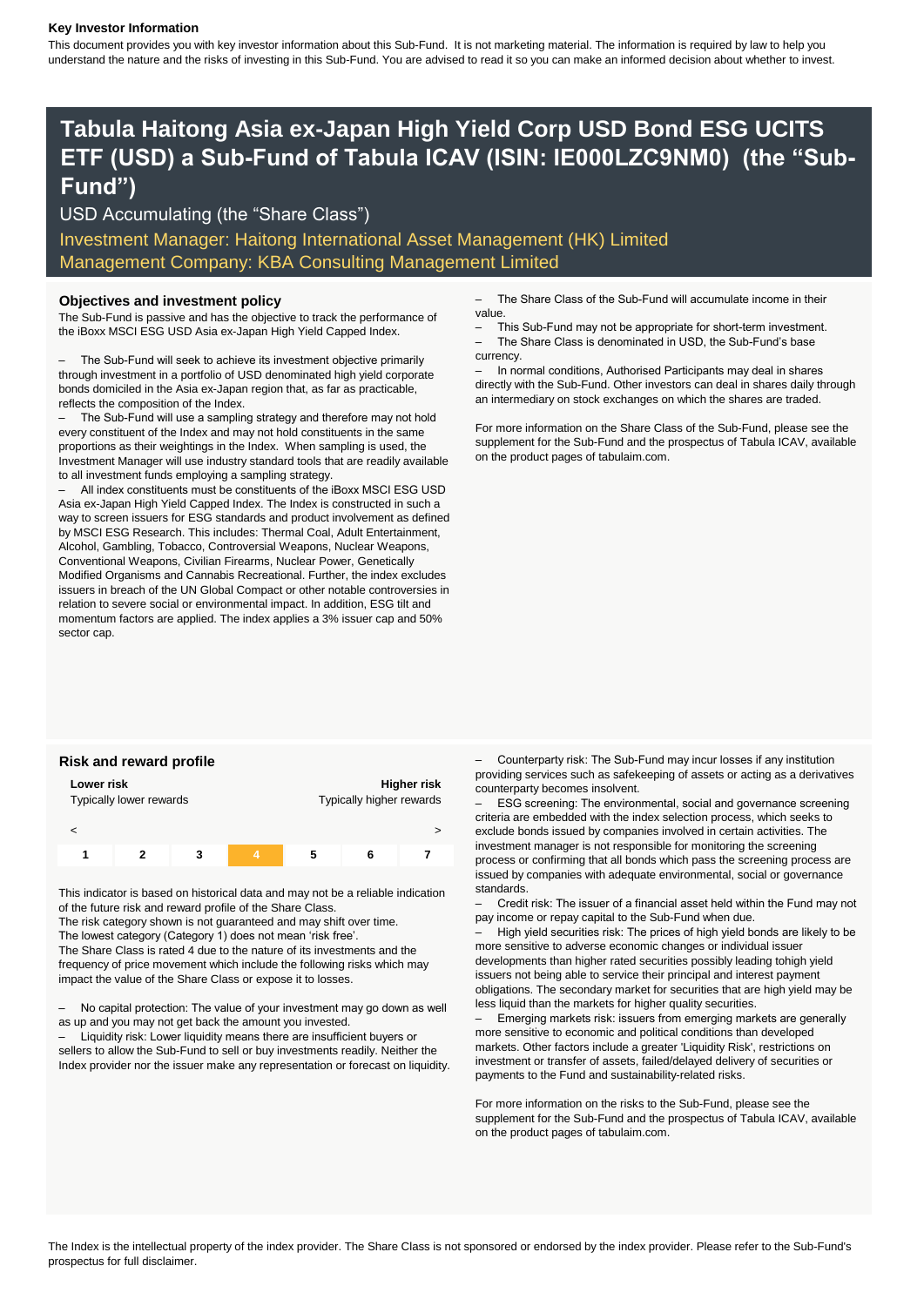**Key Investor Information**

This document provides you with key investor information about this Sub-Fund. It is not marketing material. The information is required by law to help you understand the nature and the risks of investing in this Sub-Fund. You are advised to read it so you can make an informed decision about whether to invest.

# Tabula Haitong Asia ex-Japan High Yield Corp USD Bond ESG UCITS ETF (USD) a Sub-Fund of Tabula ICAV (ISIN: IE000LZC9NM0) (the "Sub-Fund")

USD Accumulating (the "Share Class")

Investment Manager: Haitong International Asset Management (HK) Limited
Management Company: KBA Consulting Management Limited

## Objectives and investment policy

The Sub-Fund is passive and has the objective to track the performance of the iBoxx MSCI ESG USD Asia ex-Japan High Yield Capped Index.

– The Sub-Fund will seek to achieve its investment objective primarily through investment in a portfolio of USD denominated high yield corporate bonds domiciled in the Asia ex-Japan region that, as far as practicable, reflects the composition of the Index.
– The Sub-Fund will use a sampling strategy and therefore may not hold every constituent of the Index and may not hold constituents in the same proportions as their weightings in the Index. When sampling is used, the Investment Manager will use industry standard tools that are readily available to all investment funds employing a sampling strategy.
– All index constituents must be constituents of the iBoxx MSCI ESG USD Asia ex-Japan High Yield Capped Index. The Index is constructed in such a way to screen issuers for ESG standards and product involvement as defined by MSCI ESG Research. This includes: Thermal Coal, Adult Entertainment, Alcohol, Gambling, Tobacco, Controversial Weapons, Nuclear Weapons, Conventional Weapons, Civilian Firearms, Nuclear Power, Genetically Modified Organisms and Cannabis Recreational. Further, the index excludes issuers in breach of the UN Global Compact or other notable controversies in relation to severe social or environmental impact. In addition, ESG tilt and momentum factors are applied. The index applies a 3% issuer cap and 50% sector cap.
– The Share Class of the Sub-Fund will accumulate income in their value.
– This Sub-Fund may not be appropriate for short-term investment.
– The Share Class is denominated in USD, the Sub-Fund's base currency.
– In normal conditions, Authorised Participants may deal in shares directly with the Sub-Fund. Other investors can deal in shares daily through an intermediary on stock exchanges on which the shares are traded.

For more information on the Share Class of the Sub-Fund, please see the supplement for the Sub-Fund and the prospectus of Tabula ICAV, available on the product pages of tabulaim.com.

## Risk and reward profile

| **Lower risk** Typically lower rewards | | | | | | **Higher risk** Typically higher rewards |
|---|---|---|---|---|---|---|
| < | | | | | | > |
| 1 | 2 | 3 | **4** | 5 | 6 | 7 |

This indicator is based on historical data and may not be a reliable indication of the future risk and reward profile of the Share Class.
The risk category shown is not guaranteed and may shift over time.
The lowest category (Category 1) does not mean 'risk free'.
The Share Class is rated 4 due to the nature of its investments and the frequency of price movement which include the following risks which may impact the value of the Share Class or expose it to losses.

– No capital protection: The value of your investment may go down as well as up and you may not get back the amount you invested.
– Liquidity risk: Lower liquidity means there are insufficient buyers or sellers to allow the Sub-Fund to sell or buy investments readily. Neither the Index provider nor the issuer make any representation or forecast on liquidity.
– Counterparty risk: The Sub-Fund may incur losses if any institution providing services such as safekeeping of assets or acting as a derivatives counterparty becomes insolvent.
– ESG screening: The environmental, social and governance screening criteria are embedded with the index selection process, which seeks to exclude bonds issued by companies involved in certain activities. The investment manager is not responsible for monitoring the screening process or confirming that all bonds which pass the screening process are issued by companies with adequate environmental, social or governance standards.
– Credit risk: The issuer of a financial asset held within the Fund may not pay income or repay capital to the Sub-Fund when due.
– High yield securities risk: The prices of high yield bonds are likely to be more sensitive to adverse economic changes or individual issuer developments than higher rated securities possibly leading tohigh yield issuers not being able to service their principal and interest payment obligations. The secondary market for securities that are high yield may be less liquid than the markets for higher quality securities.
– Emerging markets risk: issuers from emerging markets are generally more sensitive to economic and political conditions than developed markets. Other factors include a greater 'Liquidity Risk', restrictions on investment or transfer of assets, failed/delayed delivery of securities or payments to the Fund and sustainability-related risks.

For more information on the risks to the Sub-Fund, please see the supplement for the Sub-Fund and the prospectus of Tabula ICAV, available on the product pages of tabulaim.com.

The Index is the intellectual property of the index provider. The Share Class is not sponsored or endorsed by the index provider. Please refer to the Sub-Fund's prospectus for full disclaimer.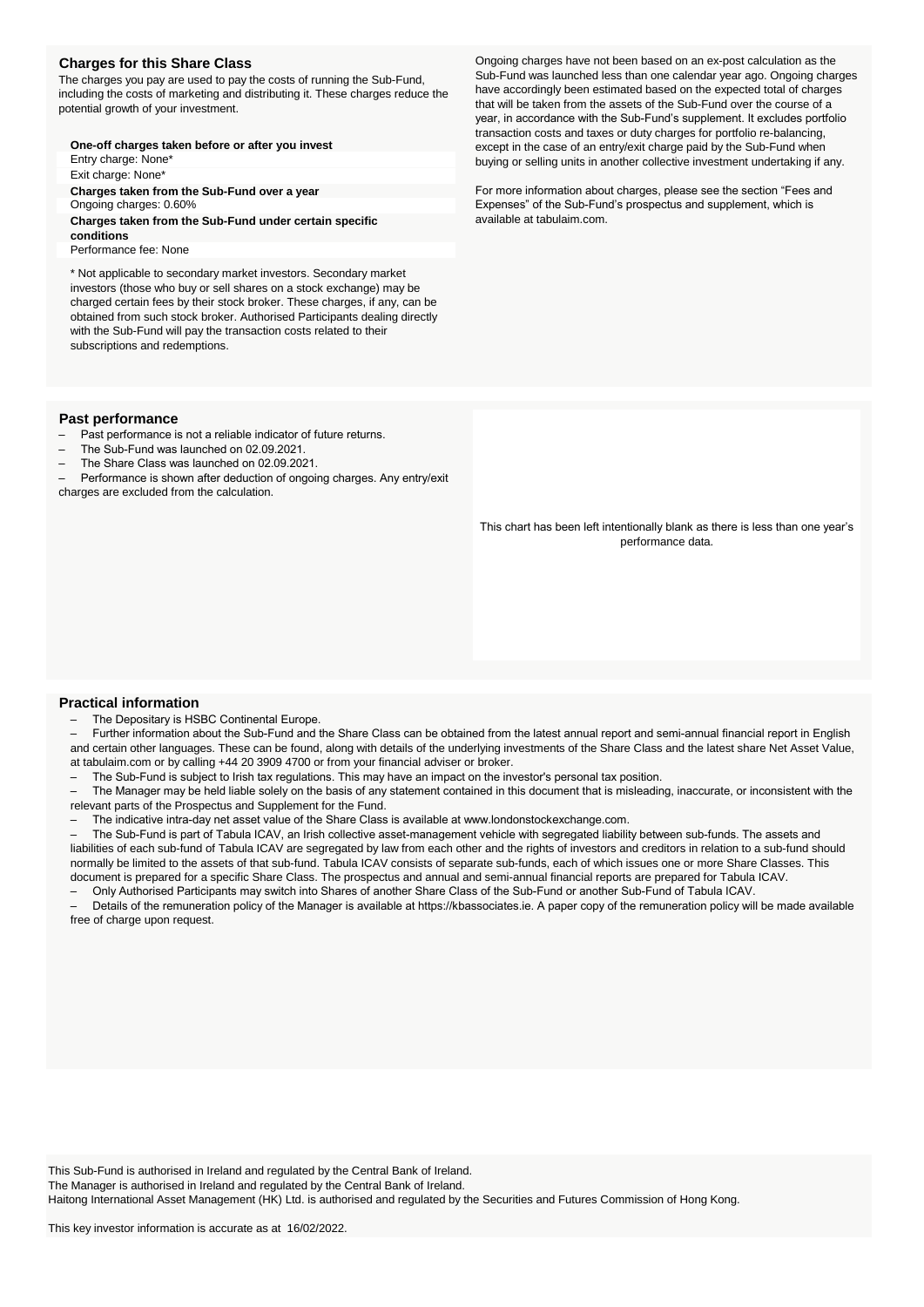## Charges for this Share Class

The charges you pay are used to pay the costs of running the Sub-Fund, including the costs of marketing and distributing it. These charges reduce the potential growth of your investment.

**One-off charges taken before or after you invest**

Entry charge: None*

Exit charge: None*

**Charges taken from the Sub-Fund over a year**

Ongoing charges: 0.60%

**Charges taken from the Sub-Fund under certain specific conditions**

Performance fee: None

* Not applicable to secondary market investors. Secondary market investors (those who buy or sell shares on a stock exchange) may be charged certain fees by their stock broker. These charges, if any, can be obtained from such stock broker. Authorised Participants dealing directly with the Sub-Fund will pay the transaction costs related to their subscriptions and redemptions.

Ongoing charges have not been based on an ex-post calculation as the Sub-Fund was launched less than one calendar year ago. Ongoing charges have accordingly been estimated based on the expected total of charges that will be taken from the assets of the Sub-Fund over the course of a year, in accordance with the Sub-Fund's supplement. It excludes portfolio transaction costs and taxes or duty charges for portfolio re-balancing, except in the case of an entry/exit charge paid by the Sub-Fund when buying or selling units in another collective investment undertaking if any.

For more information about charges, please see the section "Fees and Expenses" of the Sub-Fund's prospectus and supplement, which is available at tabulaim.com.

## Past performance

– Past performance is not a reliable indicator of future returns.
– The Sub-Fund was launched on 02.09.2021.
– The Share Class was launched on 02.09.2021.
– Performance is shown after deduction of ongoing charges. Any entry/exit charges are excluded from the calculation.

This chart has been left intentionally blank as there is less than one year's performance data.

## Practical information

– The Depositary is HSBC Continental Europe.
– Further information about the Sub-Fund and the Share Class can be obtained from the latest annual report and semi-annual financial report in English and certain other languages. These can be found, along with details of the underlying investments of the Share Class and the latest share Net Asset Value, at tabulaim.com or by calling +44 20 3909 4700 or from your financial adviser or broker.
– The Sub-Fund is subject to Irish tax regulations. This may have an impact on the investor's personal tax position.
– The Manager may be held liable solely on the basis of any statement contained in this document that is misleading, inaccurate, or inconsistent with the relevant parts of the Prospectus and Supplement for the Fund.
– The indicative intra-day net asset value of the Share Class is available at www.londonstockexchange.com.
– The Sub-Fund is part of Tabula ICAV, an Irish collective asset-management vehicle with segregated liability between sub-funds. The assets and liabilities of each sub-fund of Tabula ICAV are segregated by law from each other and the rights of investors and creditors in relation to a sub-fund should normally be limited to the assets of that sub-fund. Tabula ICAV consists of separate sub-funds, each of which issues one or more Share Classes. This document is prepared for a specific Share Class. The prospectus and annual and semi-annual financial reports are prepared for Tabula ICAV.
– Only Authorised Participants may switch into Shares of another Share Class of the Sub-Fund or another Sub-Fund of Tabula ICAV.
– Details of the remuneration policy of the Manager is available at https://kbassociates.ie. A paper copy of the remuneration policy will be made available free of charge upon request.

This Sub-Fund is authorised in Ireland and regulated by the Central Bank of Ireland.
The Manager is authorised in Ireland and regulated by the Central Bank of Ireland.
Haitong International Asset Management (HK) Ltd. is authorised and regulated by the Securities and Futures Commission of Hong Kong.

This key investor information is accurate as at 16/02/2022.